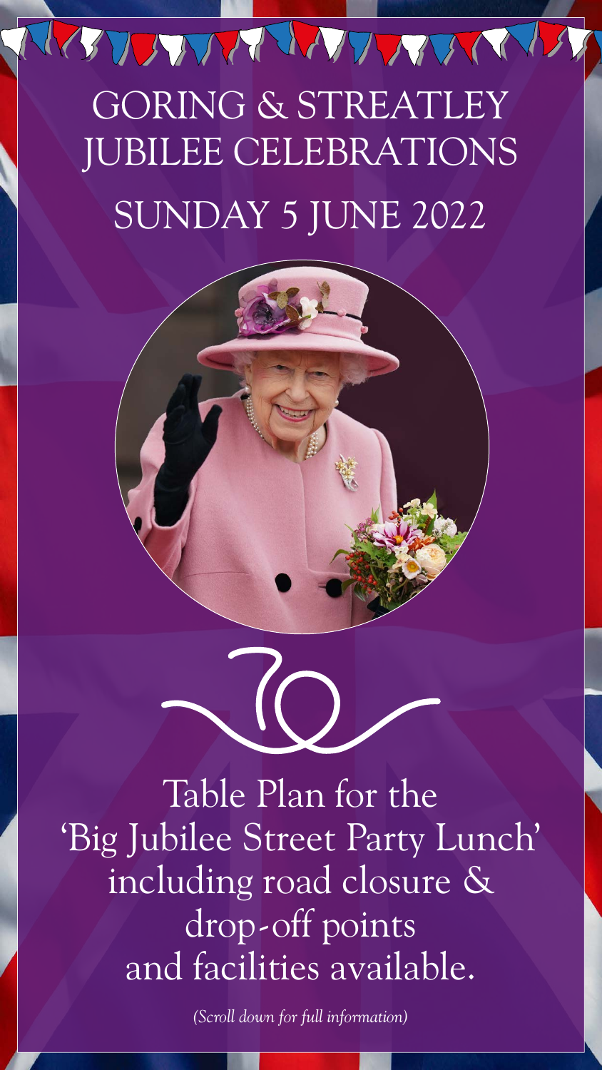# GORING & STREATLEY JUBILEE CELEBRATIONS

## SUNDAY 5 JUNE 2022

70

Table Plan for the 'Big Jubilee Street Party Lunch' including road closure & drop-off points and facilities available.

*(Scroll down for full information)*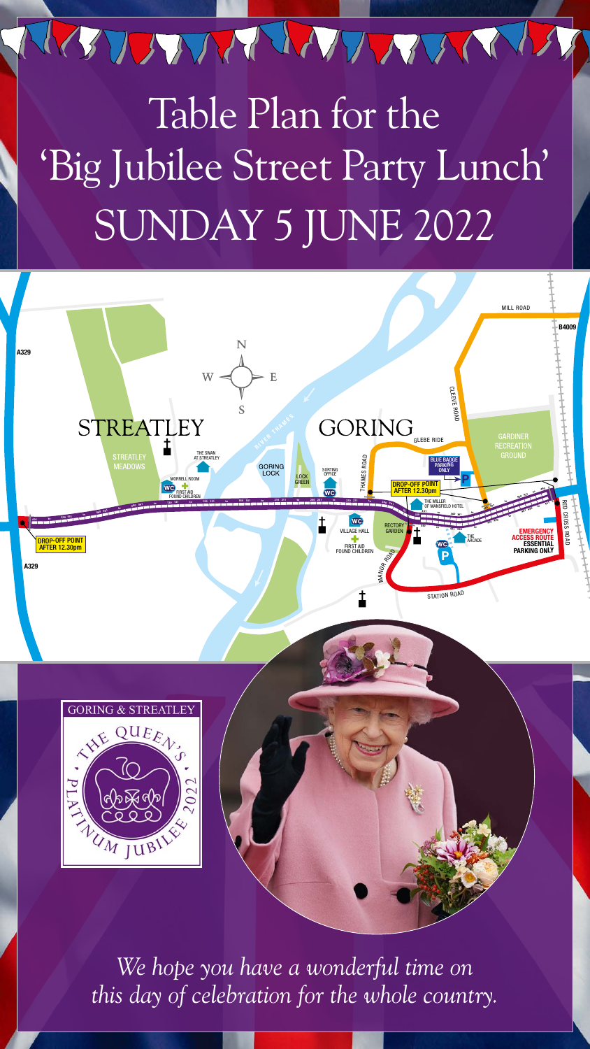# Table Plan for the 'Big Jubilee Street Party Lunch' SUNDAY 5 JUNE 2022

MILL ROAD

B4009

A329

STREATLEY

GORING

STREATLEY MEADOWS

THE SWAN AT STREATLEY

MORRELL ROOM

WC

FIRST AID FOUND CHILDREN

RIVER THAMES

GORING LOCK

LOCK GREEN

SORTING OFFICE

WC

THAMES ROAD

GLEBE RIDE

CLEEVE ROAD

GARDINER RECREATION GROUND

BLUE BADGE PARKING ONLY

DROP-OFF POINT AFTER 12.30pm

THE MILLER OF MANSFIELD HOTEL

WC

VILLAGE HALL

FIRST AID FOUND CHILDREN

RECTORY GARDEN

MANOR ROAD

THE ARCADE

WC

EMERGENCY ACCESS ROUTE

ESSENTIAL PARKING ONLY

RED CROSS ROAD

STATION ROAD

DROP-OFF POINT AFTER 12.30pm

A329

GORING & STREATLEY

THE QUEEN'S PLATINUM JUBILEE 2022

*We hope you have a wonderful time on this day of celebration for the whole country.*